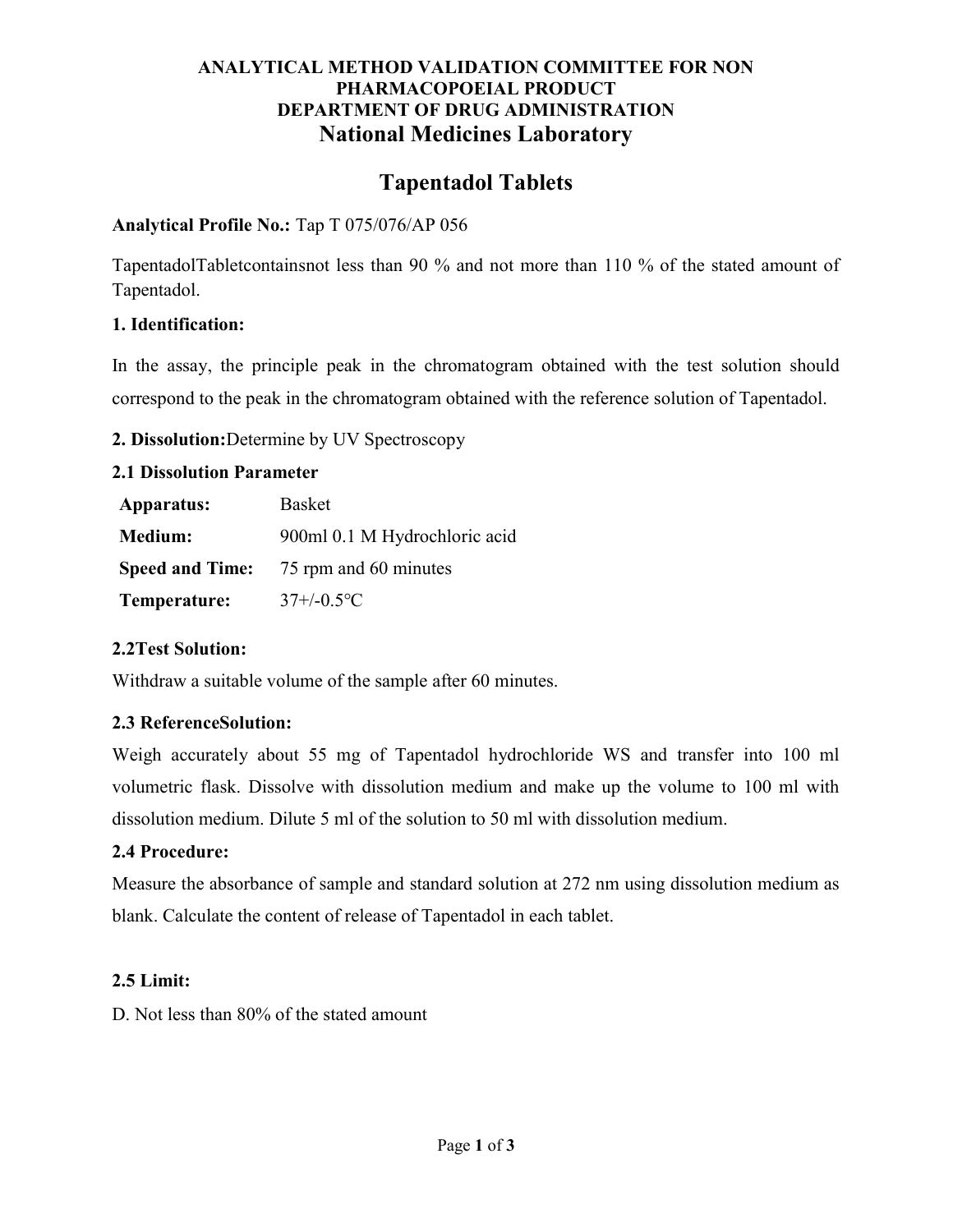**ANALYTICAL METHOD VALIDATION COMMITTEE FOR NON PHARMACOPOEIAL PRODUCT**
**DEPARTMENT OF DRUG ADMINISTRATION**

# National Medicines Laboratory

# Tapentadol Tablets

**Analytical Profile No.:** Tap T 075/076/AP 056

TapentadolTabletcontainsnot less than 90 % and not more than 110 % of the stated amount of Tapentadol.

### 1. Identification:

In the assay, the principle peak in the chromatogram obtained with the test solution should correspond to the peak in the chromatogram obtained with the reference solution of Tapentadol.

**2. Dissolution:**Determine by UV Spectroscopy

### 2.1 Dissolution Parameter

| | |
|---|---|
| **Apparatus:** | Basket |
| **Medium:** | 900ml 0.1 M Hydrochloric acid |
| **Speed and Time:** | 75 rpm and 60 minutes |
| **Temperature:** | 37+/-0.5°C |

### 2.2Test Solution:

Withdraw a suitable volume of the sample after 60 minutes.

### 2.3 ReferenceSolution:

Weigh accurately about 55 mg of Tapentadol hydrochloride WS and transfer into 100 ml volumetric flask. Dissolve with dissolution medium and make up the volume to 100 ml with dissolution medium. Dilute 5 ml of the solution to 50 ml with dissolution medium.

### 2.4 Procedure:

Measure the absorbance of sample and standard solution at 272 nm using dissolution medium as blank. Calculate the content of release of Tapentadol in each tablet.

### 2.5 Limit:

D. Not less than 80% of the stated amount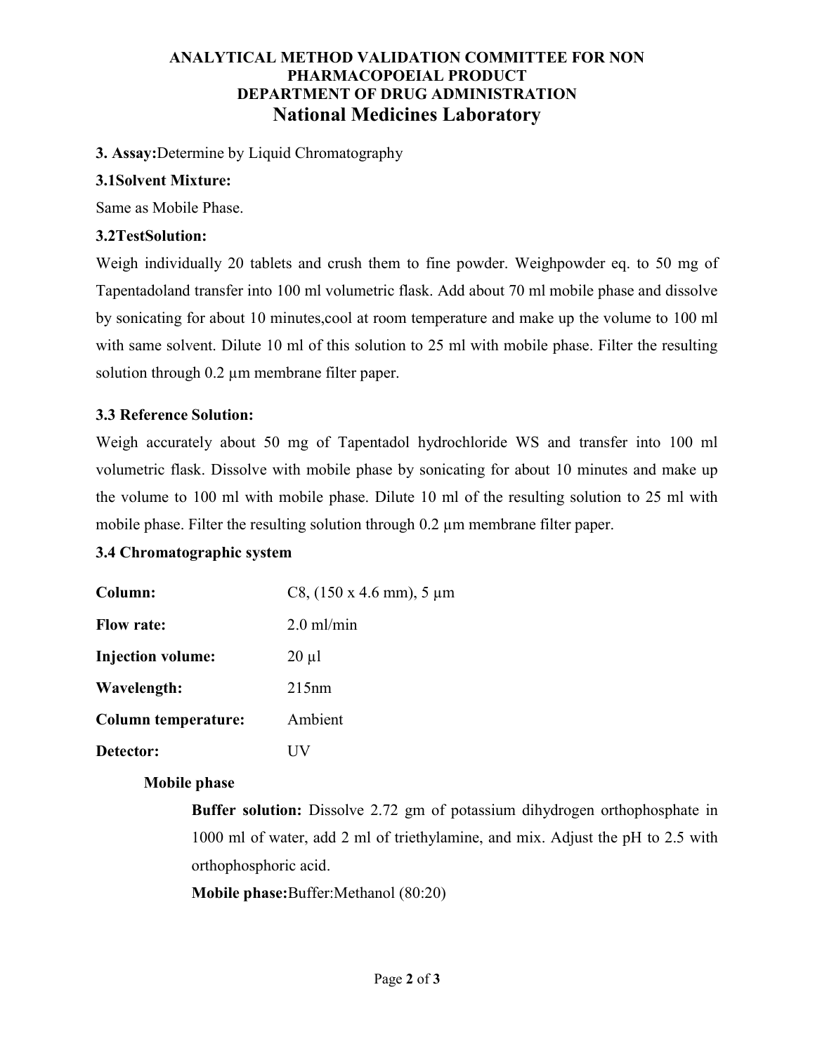**ANALYTICAL METHOD VALIDATION COMMITTEE FOR NON PHARMACOPOEIAL PRODUCT**
**DEPARTMENT OF DRUG ADMINISTRATION**
**National Medicines Laboratory**

**3. Assay:**Determine by Liquid Chromatography

**3.1Solvent Mixture:**

Same as Mobile Phase.

**3.2TestSolution:**

Weigh individually 20 tablets and crush them to fine powder. Weighpowder eq. to 50 mg of Tapentadoland transfer into 100 ml volumetric flask. Add about 70 ml mobile phase and dissolve by sonicating for about 10 minutes,cool at room temperature and make up the volume to 100 ml with same solvent. Dilute 10 ml of this solution to 25 ml with mobile phase. Filter the resulting solution through 0.2 µm membrane filter paper.

**3.3 Reference Solution:**

Weigh accurately about 50 mg of Tapentadol hydrochloride WS and transfer into 100 ml volumetric flask. Dissolve with mobile phase by sonicating for about 10 minutes and make up the volume to 100 ml with mobile phase. Dilute 10 ml of the resulting solution to 25 ml with mobile phase. Filter the resulting solution through 0.2 µm membrane filter paper.

**3.4 Chromatographic system**

| | |
|---|---|
| **Column:** | C8, (150 x 4.6 mm), 5 µm |
| **Flow rate:** | 2.0 ml/min |
| **Injection volume:** | 20 µl |
| **Wavelength:** | 215nm |
| **Column temperature:** | Ambient |
| **Detector:** | UV |

**Mobile phase**

**Buffer solution:** Dissolve 2.72 gm of potassium dihydrogen orthophosphate in 1000 ml of water, add 2 ml of triethylamine, and mix. Adjust the pH to 2.5 with orthophosphoric acid.

**Mobile phase:**Buffer:Methanol (80:20)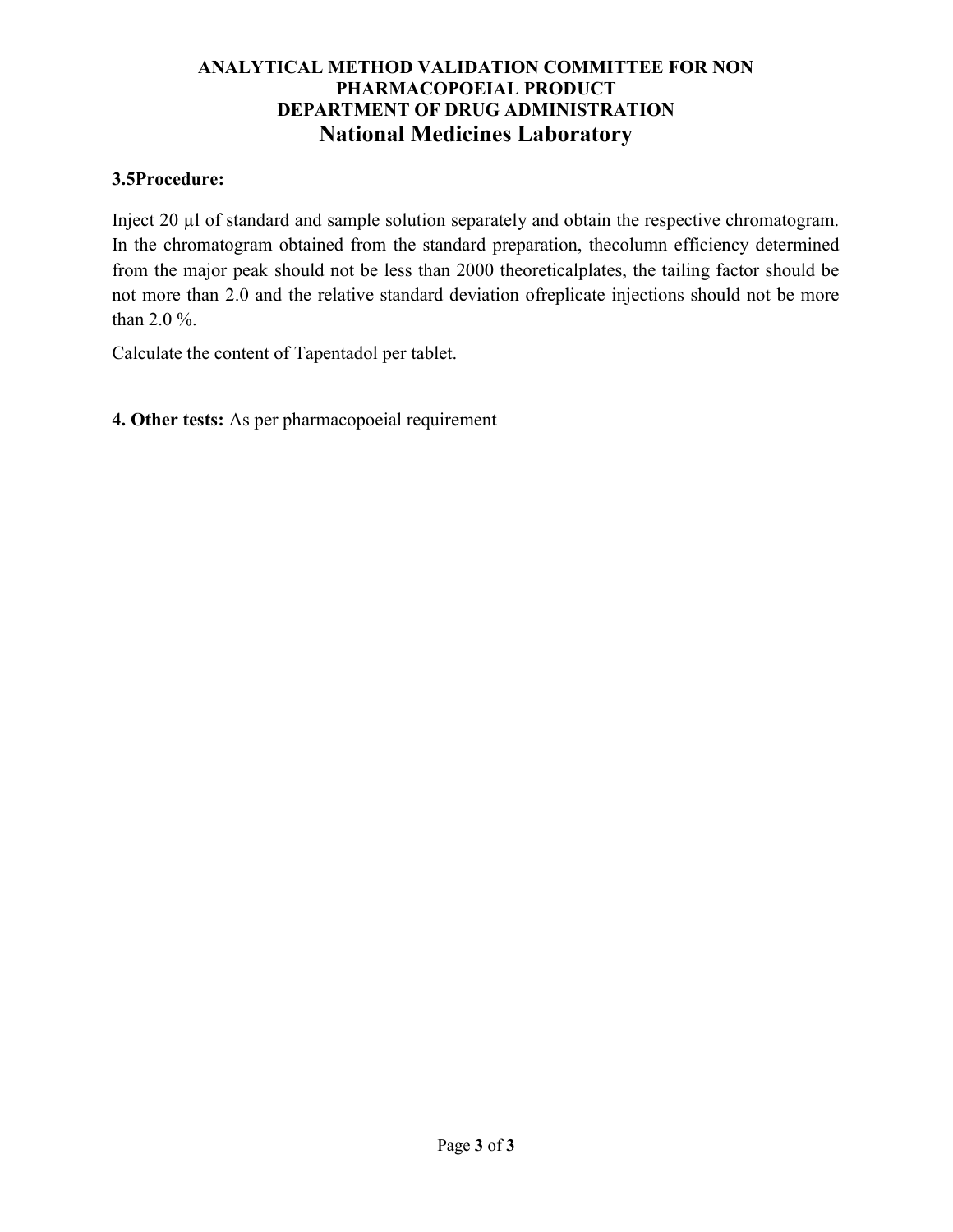**3.5Procedure:**

Inject 20 µl of standard and sample solution separately and obtain the respective chromatogram. In the chromatogram obtained from the standard preparation, thecolumn efficiency determined from the major peak should not be less than 2000 theoreticalplates, the tailing factor should be not more than 2.0 and the relative standard deviation ofreplicate injections should not be more than 2.0 %.

Calculate the content of Tapentadol per tablet.

**4. Other tests:** As per pharmacopoeial requirement